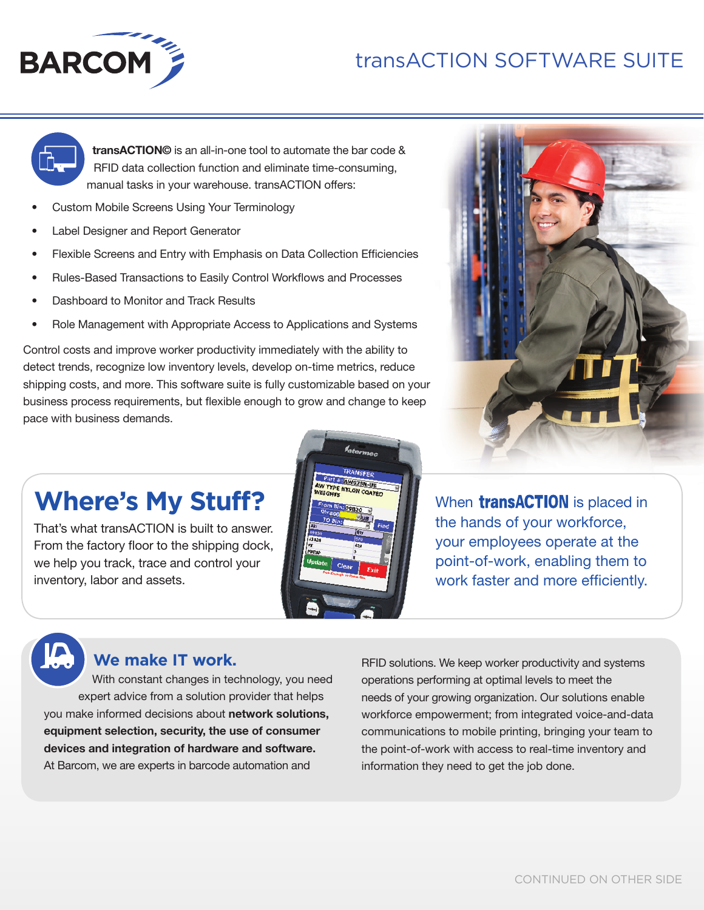# transACTION SOFTWARE SUITE

**transACTION©** is an all-in-one tool to automate the bar code & RFID data collection function and eliminate time-consuming, manual tasks in your warehouse. transACTION offers:

- Custom Mobile Screens Using Your Terminology
- Label Designer and Report Generator
- Flexible Screens and Entry with Emphasis on Data Collection Efficiencies
- Rules-Based Transactions to Easily Control Workflows and Processes
- Dashboard to Monitor and Track Results
- Role Management with Appropriate Access to Applications and Systems

Control costs and improve worker productivity immediately with the ability to detect trends, recognize low inventory levels, develop on-time metrics, reduce shipping costs, and more. This software suite is fully customizable based on your business process requirements, but flexible enough to grow and change to keep pace with business demands.

## Where's My Stuff?

That's what transACTION is built to answer. From the factory floor to the shipping dock, we help you track, trace and control your inventory, labor and assets.

When **transACTION** is placed in the hands of your workforce, your employees operate at the point-of-work, enabling them to work faster and more efficiently.

## We make IT work.

With constant changes in technology, you need expert advice from a solution provider that helps you make informed decisions about **network solutions, equipment selection, security, the use of consumer devices and integration of hardware and software.** At Barcom, we are experts in barcode automation and RFID solutions. We keep worker productivity and systems operations performing at optimal levels to meet the needs of your growing organization. Our solutions enable workforce empowerment; from integrated voice-and-data communications to mobile printing, bringing your team to the point-of-work with access to real-time inventory and information they need to get the job done.

CONTINUED ON OTHER SIDE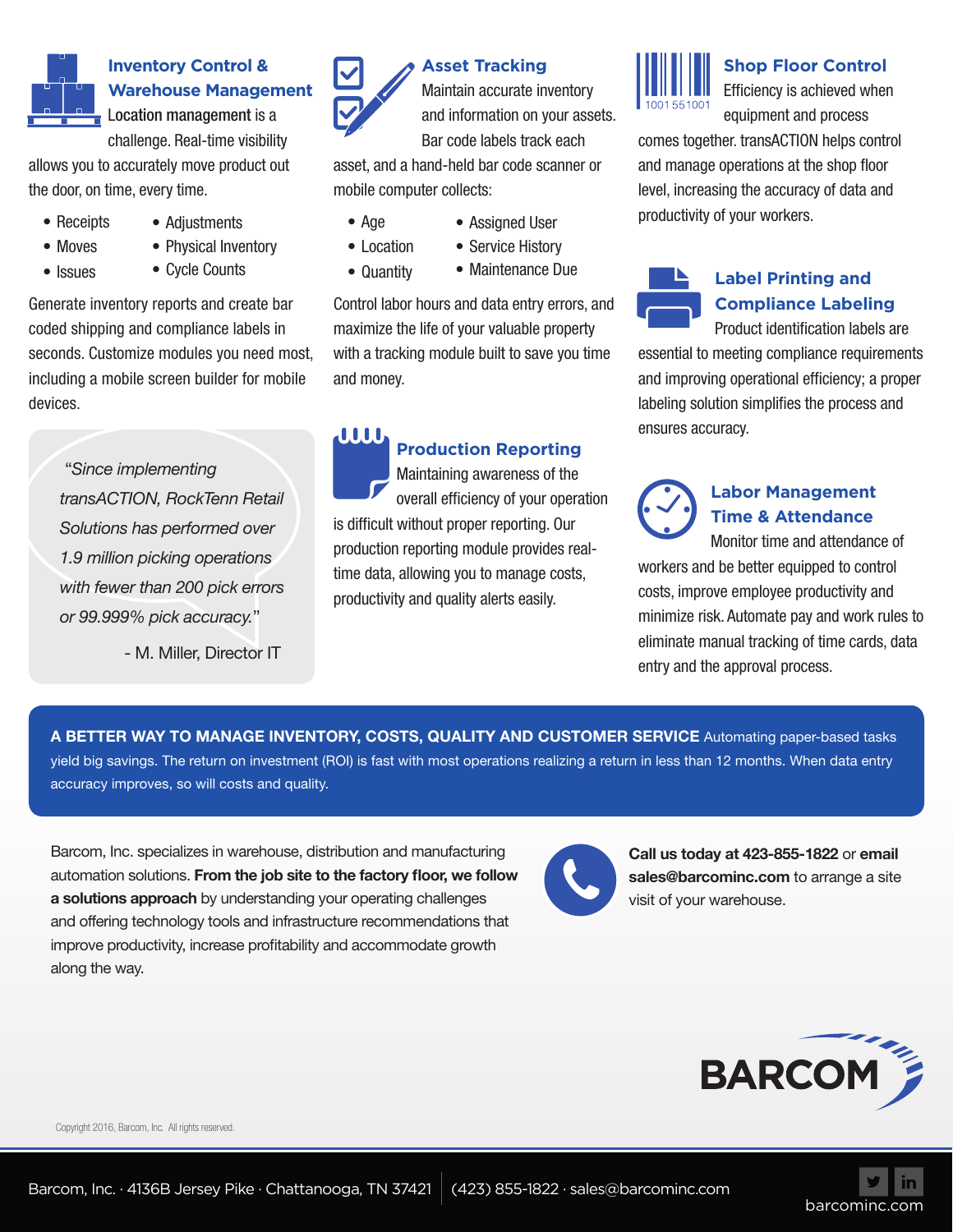## Inventory Control & Warehouse Management

Location management is a challenge. Real-time visibility allows you to accurately move product out the door, on time, every time.

- Receipts
- Moves
- Issues
- Adjustments
- Physical Inventory
- Cycle Counts

Generate inventory reports and create bar coded shipping and compliance labels in seconds. Customize modules you need most, including a mobile screen builder for mobile devices.

> *"Since implementing transACTION, RockTenn Retail Solutions has performed over 1.9 million picking operations with fewer than 200 pick errors or 99.999% pick accuracy."*
>
> \- M. Miller, Director IT

## Asset Tracking

Maintain accurate inventory and information on your assets. Bar code labels track each asset, and a hand-held bar code scanner or mobile computer collects:

- Age
- Location
- Quantity
- Assigned User
- Service History
- Maintenance Due

Control labor hours and data entry errors, and maximize the life of your valuable property with a tracking module built to save you time and money.

## Production Reporting

Maintaining awareness of the overall efficiency of your operation is difficult without proper reporting. Our production reporting module provides real-time data, allowing you to manage costs, productivity and quality alerts easily.

## Shop Floor Control

Efficiency is achieved when equipment and process comes together. transACTION helps control and manage operations at the shop floor level, increasing the accuracy of data and productivity of your workers.

## Label Printing and Compliance Labeling

Product identification labels are essential to meeting compliance requirements and improving operational efficiency; a proper labeling solution simplifies the process and ensures accuracy.

## Labor Management Time & Attendance

Monitor time and attendance of workers and be better equipped to control costs, improve employee productivity and minimize risk. Automate pay and work rules to eliminate manual tracking of time cards, data entry and the approval process.

**A BETTER WAY TO MANAGE INVENTORY, COSTS, QUALITY AND CUSTOMER SERVICE** Automating paper-based tasks yield big savings. The return on investment (ROI) is fast with most operations realizing a return in less than 12 months. When data entry accuracy improves, so will costs and quality.

Barcom, Inc. specializes in warehouse, distribution and manufacturing automation solutions. **From the job site to the factory floor, we follow a solutions approach** by understanding your operating challenges and offering technology tools and infrastructure recommendations that improve productivity, increase profitability and accommodate growth along the way.

**Call us today at 423-855-1822** or **email sales@barcominc.com** to arrange a site visit of your warehouse.

BARCOM

Copyright 2016, Barcom, Inc. All rights reserved.

Barcom, Inc. · 4136B Jersey Pike · Chattanooga, TN 37421 | (423) 855-1822 · sales@barcominc.com

barcominc.com